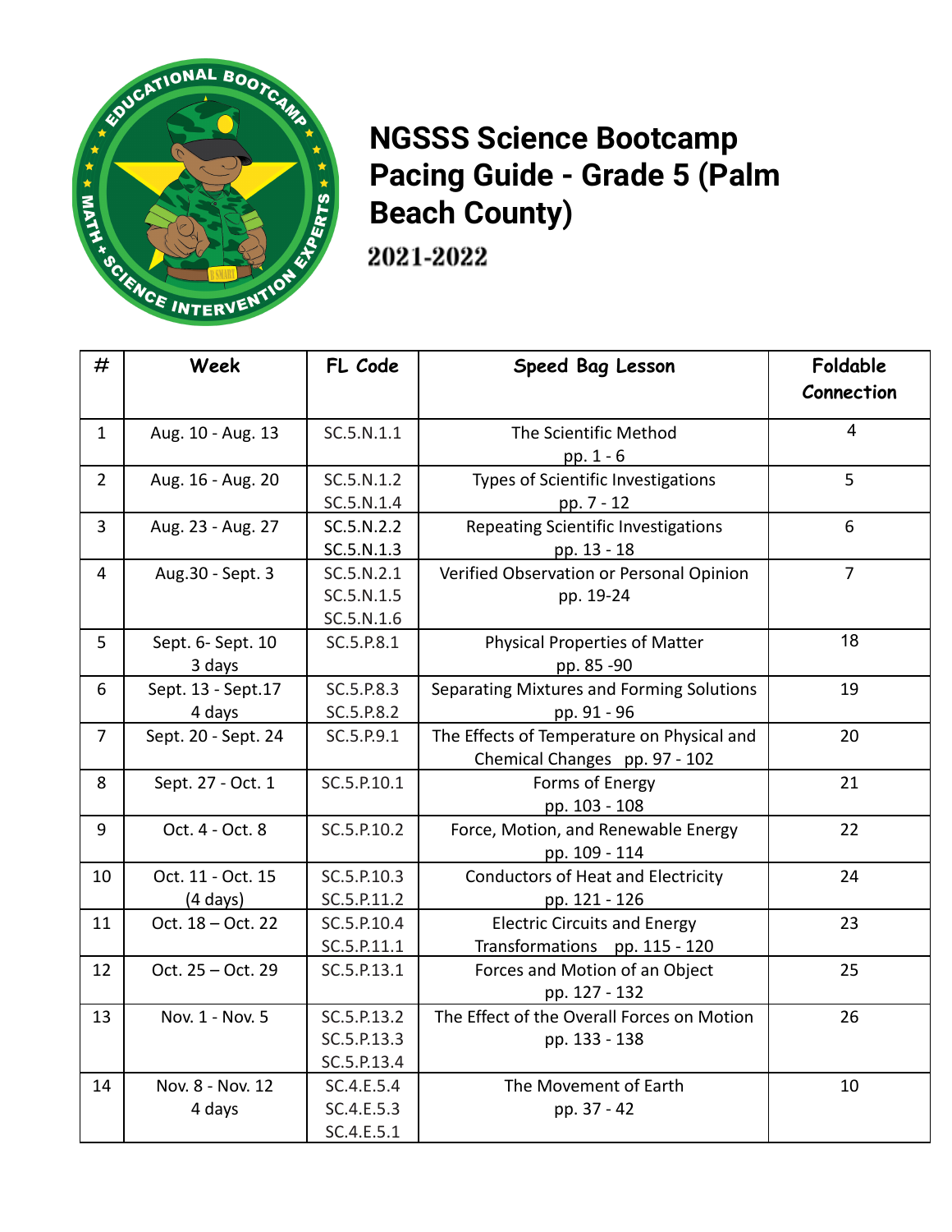# NGSSS Science Bootcamp Pacing Guide - Grade 5 (Palm Beach County)

## 2021-2022

| # | Week | FL Code | Speed Bag Lesson | Foldable Connection |
|---|---|---|---|---|
| 1 | Aug. 10 - Aug. 13 | SC.5.N.1.1 | The Scientific Method pp. 1 - 6 | 4 |
| 2 | Aug. 16 - Aug. 20 | SC.5.N.1.2 SC.5.N.1.4 | Types of Scientific Investigations pp. 7 - 12 | 5 |
| 3 | Aug. 23 - Aug. 27 | SC.5.N.2.2 SC.5.N.1.3 | Repeating Scientific Investigations pp. 13 - 18 | 6 |
| 4 | Aug.30 - Sept. 3 | SC.5.N.2.1 SC.5.N.1.5 SC.5.N.1.6 | Verified Observation or Personal Opinion pp. 19-24 | 7 |
| 5 | Sept. 6- Sept. 10 3 days | SC.5.P.8.1 | Physical Properties of Matter pp. 85 -90 | 18 |
| 6 | Sept. 13 - Sept.17 4 days | SC.5.P.8.3 SC.5.P.8.2 | Separating Mixtures and Forming Solutions pp. 91 - 96 | 19 |
| 7 | Sept. 20 - Sept. 24 | SC.5.P.9.1 | The Effects of Temperature on Physical and Chemical Changes pp. 97 - 102 | 20 |
| 8 | Sept. 27 - Oct. 1 | SC.5.P.10.1 | Forms of Energy pp. 103 - 108 | 21 |
| 9 | Oct. 4 - Oct. 8 | SC.5.P.10.2 | Force, Motion, and Renewable Energy pp. 109 - 114 | 22 |
| 10 | Oct. 11 - Oct. 15 (4 days) | SC.5.P.10.3 SC.5.P.11.2 | Conductors of Heat and Electricity pp. 121 - 126 | 24 |
| 11 | Oct. 18 – Oct. 22 | SC.5.P.10.4 SC.5.P.11.1 | Electric Circuits and Energy Transformations pp. 115 - 120 | 23 |
| 12 | Oct. 25 – Oct. 29 | SC.5.P.13.1 | Forces and Motion of an Object pp. 127 - 132 | 25 |
| 13 | Nov. 1 - Nov. 5 | SC.5.P.13.2 SC.5.P.13.3 SC.5.P.13.4 | The Effect of the Overall Forces on Motion pp. 133 - 138 | 26 |
| 14 | Nov. 8 - Nov. 12 4 days | SC.4.E.5.4 SC.4.E.5.3 SC.4.E.5.1 | The Movement of Earth pp. 37 - 42 | 10 |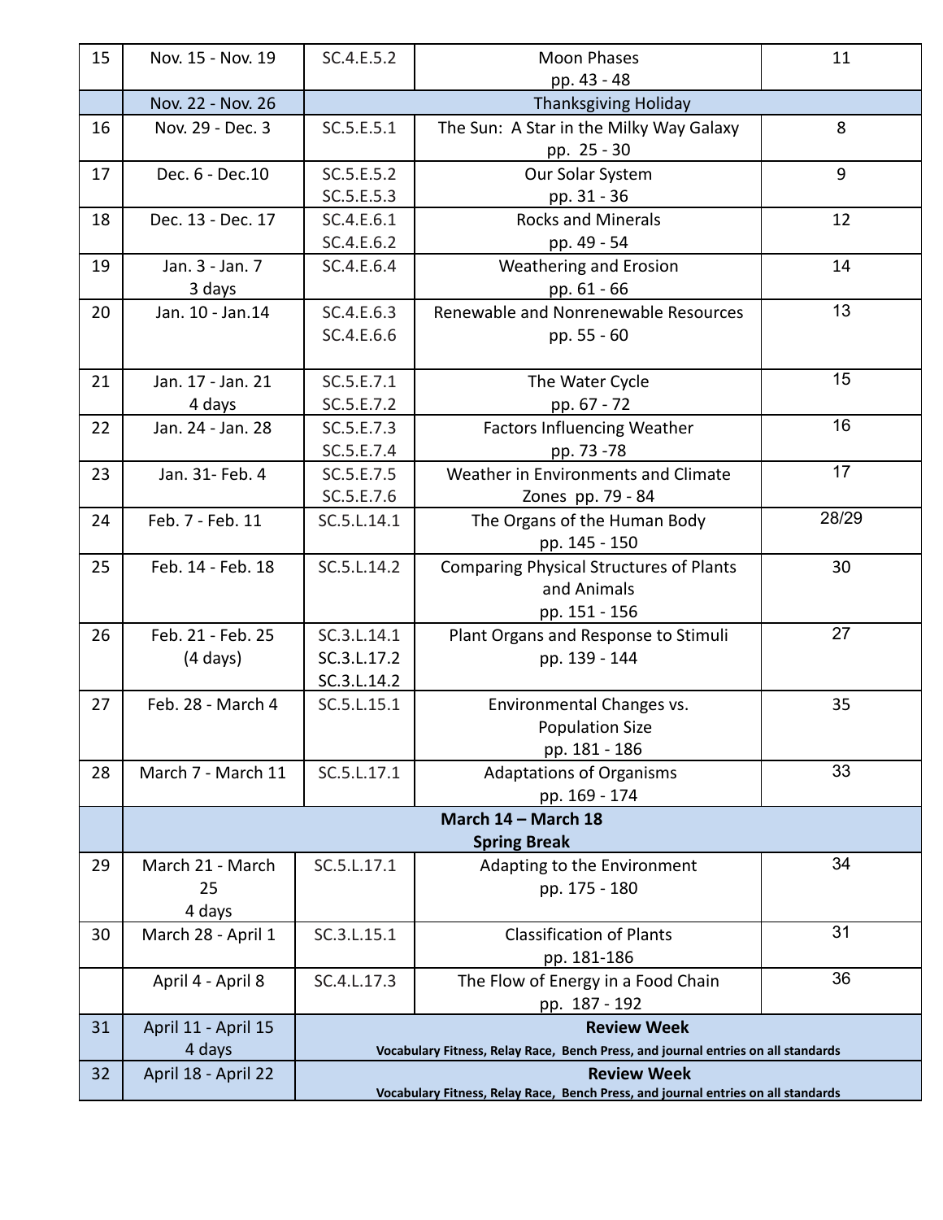| 15 | Nov. 15 - Nov. 19 | SC.4.E.5.2 | Moon Phases pp. 43 - 48 | 11 |
|---|---|---|---|---|
| | Nov. 22 - Nov. 26 | Thanksgiving Holiday | | |
| 16 | Nov. 29 - Dec. 3 | SC.5.E.5.1 | The Sun: A Star in the Milky Way Galaxy pp. 25 - 30 | 8 |
| 17 | Dec. 6 - Dec.10 | SC.5.E.5.2 SC.5.E.5.3 | Our Solar System pp. 31 - 36 | 9 |
| 18 | Dec. 13 - Dec. 17 | SC.4.E.6.1 SC.4.E.6.2 | Rocks and Minerals pp. 49 - 54 | 12 |
| 19 | Jan. 3 - Jan. 7 3 days | SC.4.E.6.4 | Weathering and Erosion pp. 61 - 66 | 14 |
| 20 | Jan. 10 - Jan.14 | SC.4.E.6.3 SC.4.E.6.6 | Renewable and Nonrenewable Resources pp. 55 - 60 | 13 |
| 21 | Jan. 17 - Jan. 21 4 days | SC.5.E.7.1 SC.5.E.7.2 | The Water Cycle pp. 67 - 72 | 15 |
| 22 | Jan. 24 - Jan. 28 | SC.5.E.7.3 SC.5.E.7.4 | Factors Influencing Weather pp. 73 -78 | 16 |
| 23 | Jan. 31- Feb. 4 | SC.5.E.7.5 SC.5.E.7.6 | Weather in Environments and Climate Zones pp. 79 - 84 | 17 |
| 24 | Feb. 7 - Feb. 11 | SC.5.L.14.1 | The Organs of the Human Body pp. 145 - 150 | 28/29 |
| 25 | Feb. 14 - Feb. 18 | SC.5.L.14.2 | Comparing Physical Structures of Plants and Animals pp. 151 - 156 | 30 |
| 26 | Feb. 21 - Feb. 25 (4 days) | SC.3.L.14.1 SC.3.L.17.2 SC.3.L.14.2 | Plant Organs and Response to Stimuli pp. 139 - 144 | 27 |
| 27 | Feb. 28 - March 4 | SC.5.L.15.1 | Environmental Changes vs. Population Size pp. 181 - 186 | 35 |
| 28 | March 7 - March 11 | SC.5.L.17.1 | Adaptations of Organisms pp. 169 - 174 | 33 |
| | **March 14 – March 18 Spring Break** | | | |
| 29 | March 21 - March 25 4 days | SC.5.L.17.1 | Adapting to the Environment pp. 175 - 180 | 34 |
| 30 | March 28 - April 1 | SC.3.L.15.1 | Classification of Plants pp. 181-186 | 31 |
| | April 4 - April 8 | SC.4.L.17.3 | The Flow of Energy in a Food Chain pp. 187 - 192 | 36 |
| 31 | April 11 - April 15 4 days | **Review Week** **Vocabulary Fitness, Relay Race, Bench Press, and journal entries on all standards** | | |
| 32 | April 18 - April 22 | **Review Week** **Vocabulary Fitness, Relay Race, Bench Press, and journal entries on all standards** | | |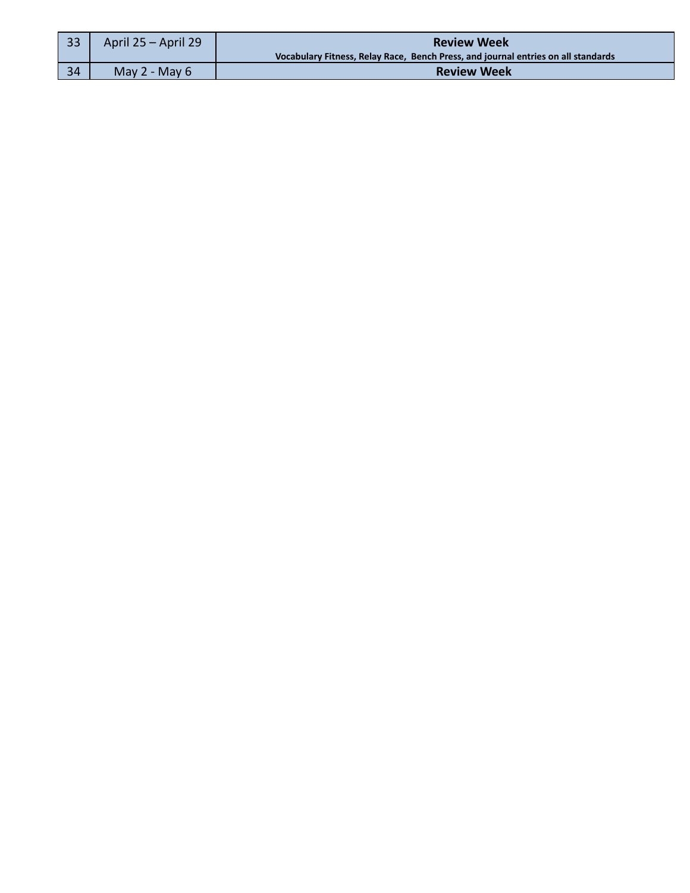| | | |
|---|---|---|
| 33 | April 25 – April 29 | **Review Week**<br>**Vocabulary Fitness, Relay Race, Bench Press, and journal entries on all standards** |
| 34 | May 2 - May 6 | **Review Week** |